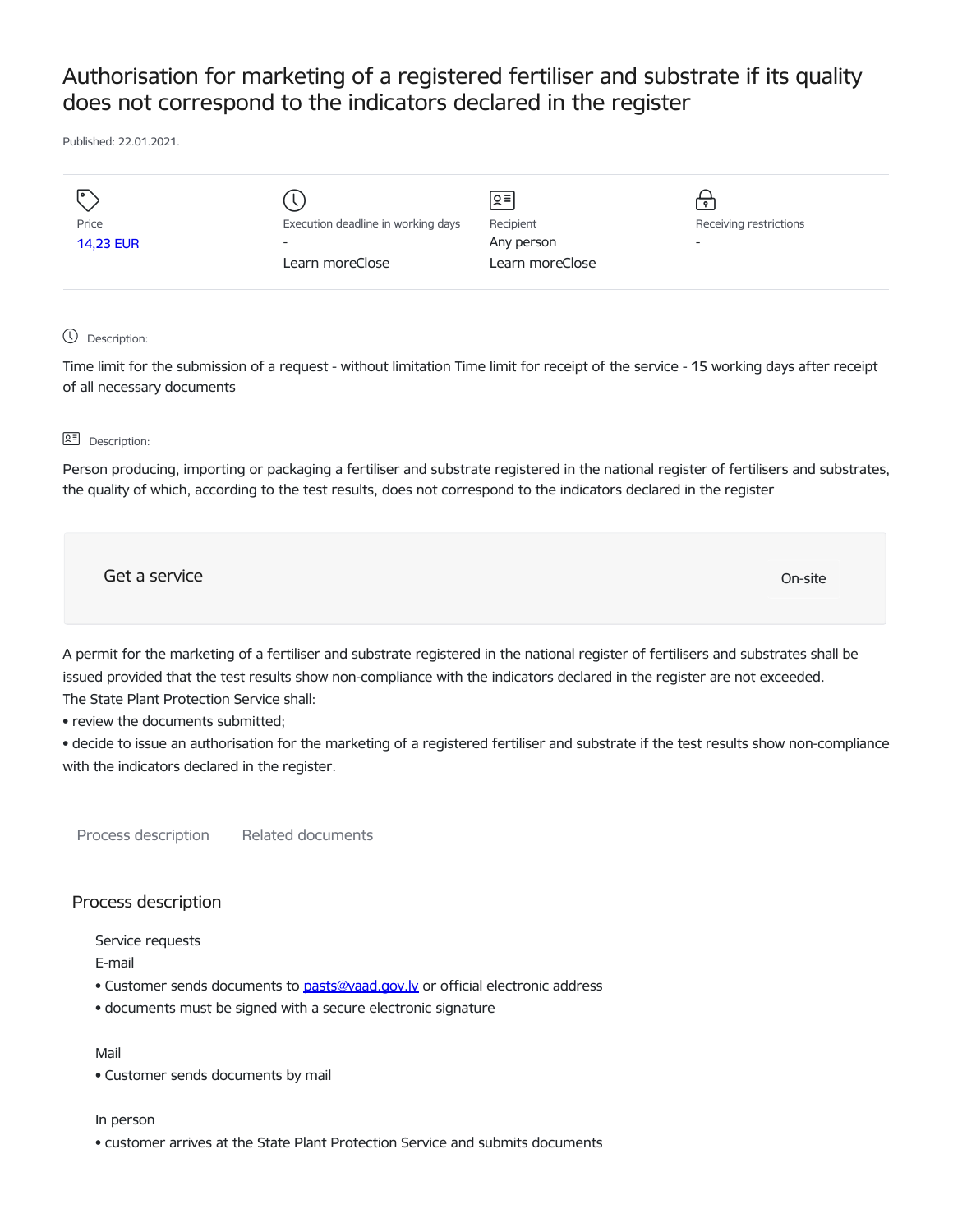# Authorisation for marketing of a registered fertiliser and substrate if its quality does not correspond to the indicators declared in the register

Published: 22.01.2021.

| Price | Execution deadline in working days | Recipient | Receiving restrictions |
| --- | --- | --- | --- |
| 14,23 EUR | - | Any person | - |
| | Learn moreClose | Learn moreClose | |

Description:

Time limit for the submission of a request - without limitation Time limit for receipt of the service - 15 working days after receipt of all necessary documents

Description:

Person producing, importing or packaging a fertiliser and substrate registered in the national register of fertilisers and substrates, the quality of which, according to the test results, does not correspond to the indicators declared in the register

Get a service

On-site

A permit for the marketing of a fertiliser and substrate registered in the national register of fertilisers and substrates shall be issued provided that the test results show non-compliance with the indicators declared in the register are not exceeded.
The State Plant Protection Service shall:

- review the documents submitted;
- decide to issue an authorisation for the marketing of a registered fertiliser and substrate if the test results show non-compliance with the indicators declared in the register.

Process description    Related documents

## Process description

Service requests

E-mail

- Customer sends documents to pasts@vaad.gov.lv or official electronic address
- documents must be signed with a secure electronic signature

Mail

- Customer sends documents by mail

In person

- customer arrives at the State Plant Protection Service and submits documents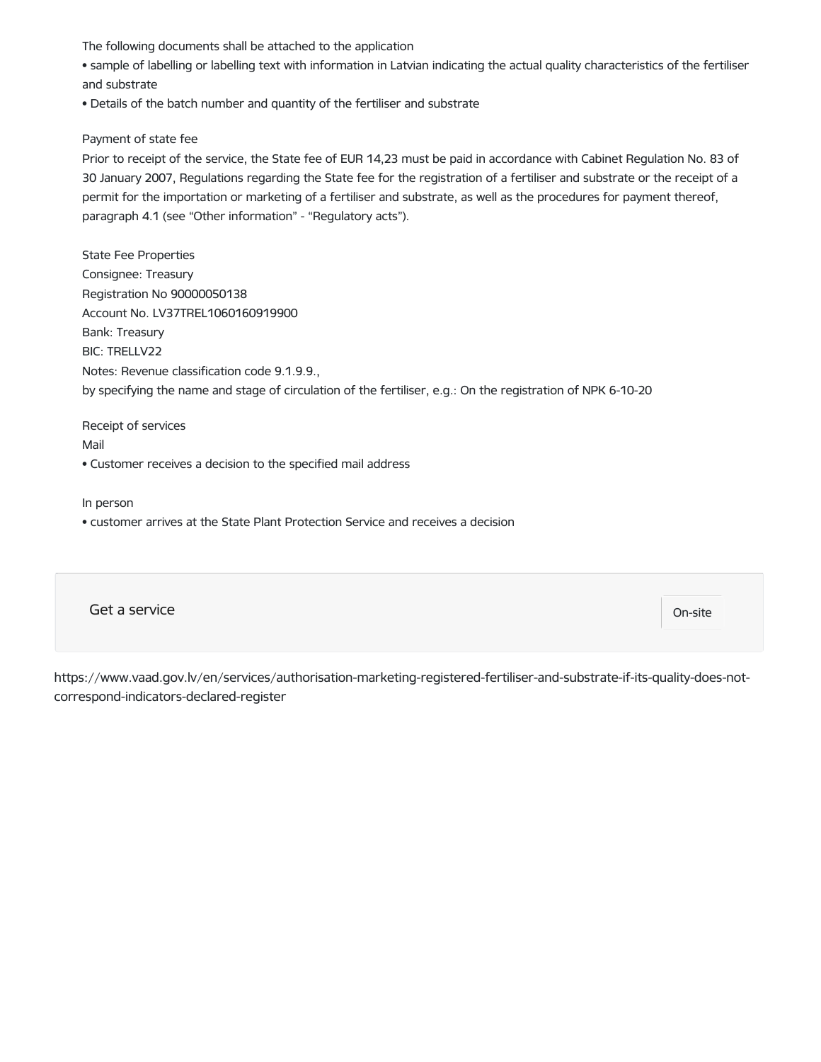The following documents shall be attached to the application

- sample of labelling or labelling text with information in Latvian indicating the actual quality characteristics of the fertiliser and substrate
- Details of the batch number and quantity of the fertiliser and substrate

Payment of state fee

Prior to receipt of the service, the State fee of EUR 14,23 must be paid in accordance with Cabinet Regulation No. 83 of 30 January 2007, Regulations regarding the State fee for the registration of a fertiliser and substrate or the receipt of a permit for the importation or marketing of a fertiliser and substrate, as well as the procedures for payment thereof, paragraph 4.1 (see "Other information" - "Regulatory acts").

State Fee Properties
Consignee: Treasury
Registration No 90000050138
Account No. LV37TREL1060160919900
Bank: Treasury
BIC: TRELLV22
Notes: Revenue classification code 9.1.9.9.,
by specifying the name and stage of circulation of the fertiliser, e.g.: On the registration of NPK 6-10-20

Receipt of services

Mail

- Customer receives a decision to the specified mail address

In person

- customer arrives at the State Plant Protection Service and receives a decision

Get a service

On-site

https://www.vaad.gov.lv/en/services/authorisation-marketing-registered-fertiliser-and-substrate-if-its-quality-does-not-correspond-indicators-declared-register